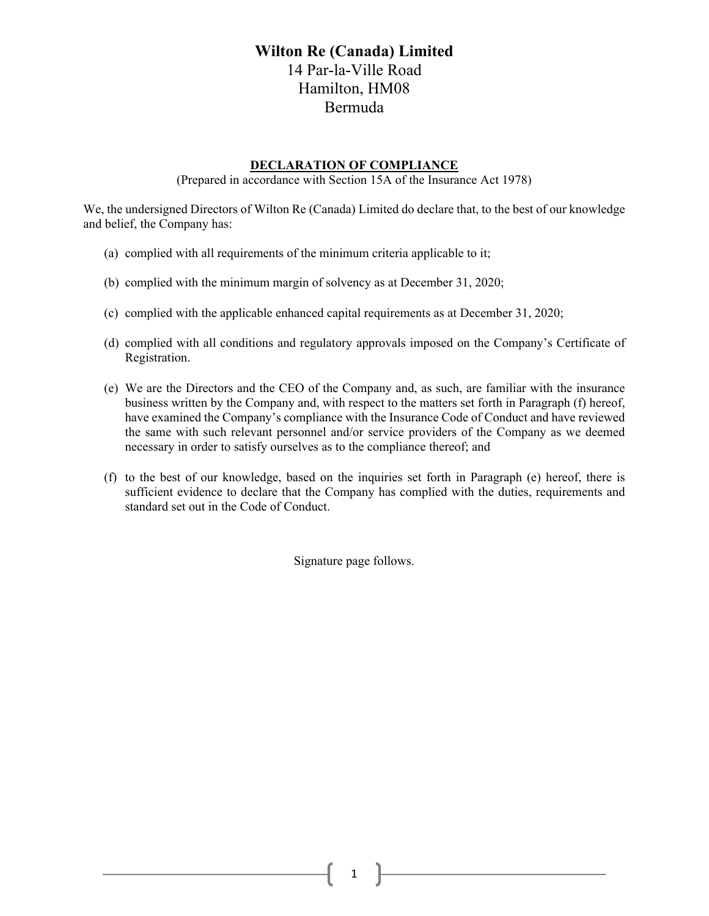# Wilton Re (Canada) Limited

14 Par-la-Ville Road
Hamilton, HM08
Bermuda

## DECLARATION OF COMPLIANCE

(Prepared in accordance with Section 15A of the Insurance Act 1978)

We, the undersigned Directors of Wilton Re (Canada) Limited do declare that, to the best of our knowledge and belief, the Company has:

(a) complied with all requirements of the minimum criteria applicable to it;

(b) complied with the minimum margin of solvency as at December 31, 2020;

(c) complied with the applicable enhanced capital requirements as at December 31, 2020;

(d) complied with all conditions and regulatory approvals imposed on the Company's Certificate of Registration.

(e) We are the Directors and the CEO of the Company and, as such, are familiar with the insurance business written by the Company and, with respect to the matters set forth in Paragraph (f) hereof, have examined the Company's compliance with the Insurance Code of Conduct and have reviewed the same with such relevant personnel and/or service providers of the Company as we deemed necessary in order to satisfy ourselves as to the compliance thereof; and

(f) to the best of our knowledge, based on the inquiries set forth in Paragraph (e) hereof, there is sufficient evidence to declare that the Company has complied with the duties, requirements and standard set out in the Code of Conduct.

Signature page follows.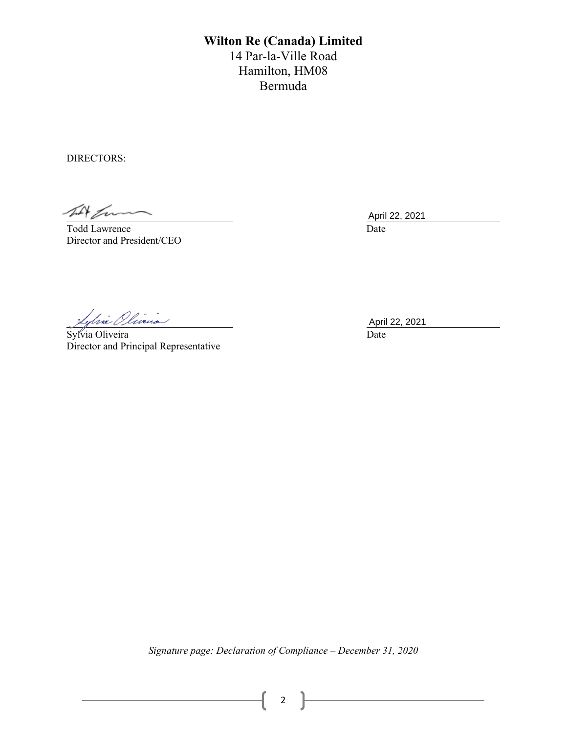**Wilton Re (Canada) Limited**
14 Par-la-Ville Road
Hamilton, HM08
Bermuda

DIRECTORS:

Todd Lawrence
Director and President/CEO

April 22, 2021
Date

Sylvia Oliveira
Director and Principal Representative

April 22, 2021
Date

*Signature page: Declaration of Compliance – December 31, 2020*